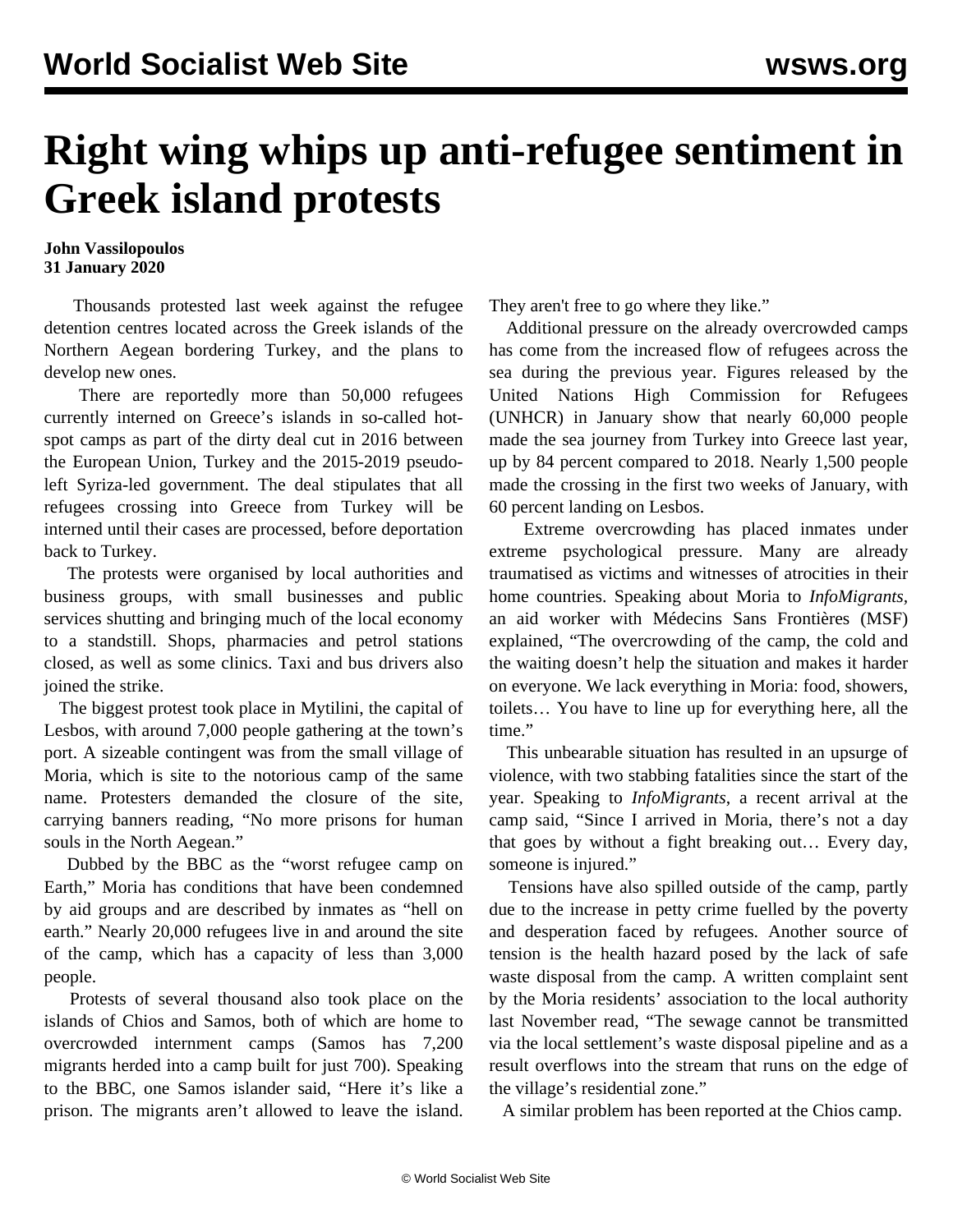# Right wing whips up anti-refugee sentiment in Greek island protests

**John Vassilopoulos**
**31 January 2020**

Thousands protested last week against the refugee detention centres located across the Greek islands of the Northern Aegean bordering Turkey, and the plans to develop new ones.

There are reportedly more than 50,000 refugees currently interned on Greece's islands in so-called hot-spot camps as part of the dirty deal cut in 2016 between the European Union, Turkey and the 2015-2019 pseudo-left Syriza-led government. The deal stipulates that all refugees crossing into Greece from Turkey will be interned until their cases are processed, before deportation back to Turkey.

The protests were organised by local authorities and business groups, with small businesses and public services shutting and bringing much of the local economy to a standstill. Shops, pharmacies and petrol stations closed, as well as some clinics. Taxi and bus drivers also joined the strike.

The biggest protest took place in Mytilini, the capital of Lesbos, with around 7,000 people gathering at the town's port. A sizeable contingent was from the small village of Moria, which is site to the notorious camp of the same name. Protesters demanded the closure of the site, carrying banners reading, "No more prisons for human souls in the North Aegean."

Dubbed by the BBC as the "worst refugee camp on Earth," Moria has conditions that have been condemned by aid groups and are described by inmates as "hell on earth." Nearly 20,000 refugees live in and around the site of the camp, which has a capacity of less than 3,000 people.

Protests of several thousand also took place on the islands of Chios and Samos, both of which are home to overcrowded internment camps (Samos has 7,200 migrants herded into a camp built for just 700). Speaking to the BBC, one Samos islander said, "Here it's like a prison. The migrants aren't allowed to leave the island. They aren't free to go where they like."

Additional pressure on the already overcrowded camps has come from the increased flow of refugees across the sea during the previous year. Figures released by the United Nations High Commission for Refugees (UNHCR) in January show that nearly 60,000 people made the sea journey from Turkey into Greece last year, up by 84 percent compared to 2018. Nearly 1,500 people made the crossing in the first two weeks of January, with 60 percent landing on Lesbos.

Extreme overcrowding has placed inmates under extreme psychological pressure. Many are already traumatised as victims and witnesses of atrocities in their home countries. Speaking about Moria to *InfoMigrants*, an aid worker with Médecins Sans Frontières (MSF) explained, "The overcrowding of the camp, the cold and the waiting doesn't help the situation and makes it harder on everyone. We lack everything in Moria: food, showers, toilets… You have to line up for everything here, all the time."

This unbearable situation has resulted in an upsurge of violence, with two stabbing fatalities since the start of the year. Speaking to *InfoMigrants*, a recent arrival at the camp said, "Since I arrived in Moria, there's not a day that goes by without a fight breaking out… Every day, someone is injured."

Tensions have also spilled outside of the camp, partly due to the increase in petty crime fuelled by the poverty and desperation faced by refugees. Another source of tension is the health hazard posed by the lack of safe waste disposal from the camp. A written complaint sent by the Moria residents' association to the local authority last November read, "The sewage cannot be transmitted via the local settlement's waste disposal pipeline and as a result overflows into the stream that runs on the edge of the village's residential zone."

A similar problem has been reported at the Chios camp.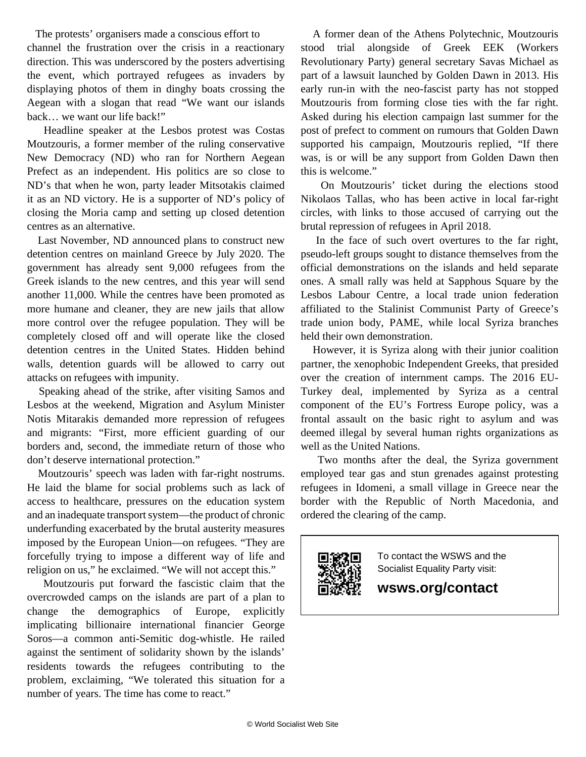The protests' organisers made a conscious effort to channel the frustration over the crisis in a reactionary direction. This was underscored by the posters advertising the event, which portrayed refugees as invaders by displaying photos of them in dinghy boats crossing the Aegean with a slogan that read "We want our islands back… we want our life back!"

Headline speaker at the Lesbos protest was Costas Moutzouris, a former member of the ruling conservative New Democracy (ND) who ran for Northern Aegean Prefect as an independent. His politics are so close to ND's that when he won, party leader Mitsotakis claimed it as an ND victory. He is a supporter of ND's policy of closing the Moria camp and setting up closed detention centres as an alternative.

Last November, ND announced plans to construct new detention centres on mainland Greece by July 2020. The government has already sent 9,000 refugees from the Greek islands to the new centres, and this year will send another 11,000. While the centres have been promoted as more humane and cleaner, they are new jails that allow more control over the refugee population. They will be completely closed off and will operate like the closed detention centres in the United States. Hidden behind walls, detention guards will be allowed to carry out attacks on refugees with impunity.

Speaking ahead of the strike, after visiting Samos and Lesbos at the weekend, Migration and Asylum Minister Notis Mitarakis demanded more repression of refugees and migrants: "First, more efficient guarding of our borders and, second, the immediate return of those who don't deserve international protection."

Moutzouris' speech was laden with far-right nostrums. He laid the blame for social problems such as lack of access to healthcare, pressures on the education system and an inadequate transport system—the product of chronic underfunding exacerbated by the brutal austerity measures imposed by the European Union—on refugees. "They are forcefully trying to impose a different way of life and religion on us," he exclaimed. "We will not accept this."

Moutzouris put forward the fascistic claim that the overcrowded camps on the islands are part of a plan to change the demographics of Europe, explicitly implicating billionaire international financier George Soros—a common anti-Semitic dog-whistle. He railed against the sentiment of solidarity shown by the islands' residents towards the refugees contributing to the problem, exclaiming, "We tolerated this situation for a number of years. The time has come to react."

A former dean of the Athens Polytechnic, Moutzouris stood trial alongside of Greek EEK (Workers Revolutionary Party) general secretary Savas Michael as part of a lawsuit launched by Golden Dawn in 2013. His early run-in with the neo-fascist party has not stopped Moutzouris from forming close ties with the far right. Asked during his election campaign last summer for the post of prefect to comment on rumours that Golden Dawn supported his campaign, Moutzouris replied, "If there was, is or will be any support from Golden Dawn then this is welcome."

On Moutzouris' ticket during the elections stood Nikolaos Tallas, who has been active in local far-right circles, with links to those accused of carrying out the brutal repression of refugees in April 2018.

In the face of such overt overtures to the far right, pseudo-left groups sought to distance themselves from the official demonstrations on the islands and held separate ones. A small rally was held at Sapphous Square by the Lesbos Labour Centre, a local trade union federation affiliated to the Stalinist Communist Party of Greece's trade union body, PAME, while local Syriza branches held their own demonstration.

However, it is Syriza along with their junior coalition partner, the xenophobic Independent Greeks, that presided over the creation of internment camps. The 2016 EU-Turkey deal, implemented by Syriza as a central component of the EU's Fortress Europe policy, was a frontal assault on the basic right to asylum and was deemed illegal by several human rights organizations as well as the United Nations.

Two months after the deal, the Syriza government employed tear gas and stun grenades against protesting refugees in Idomeni, a small village in Greece near the border with the Republic of North Macedonia, and ordered the clearing of the camp.

To contact the WSWS and the Socialist Equality Party visit:

**wsws.org/contact**